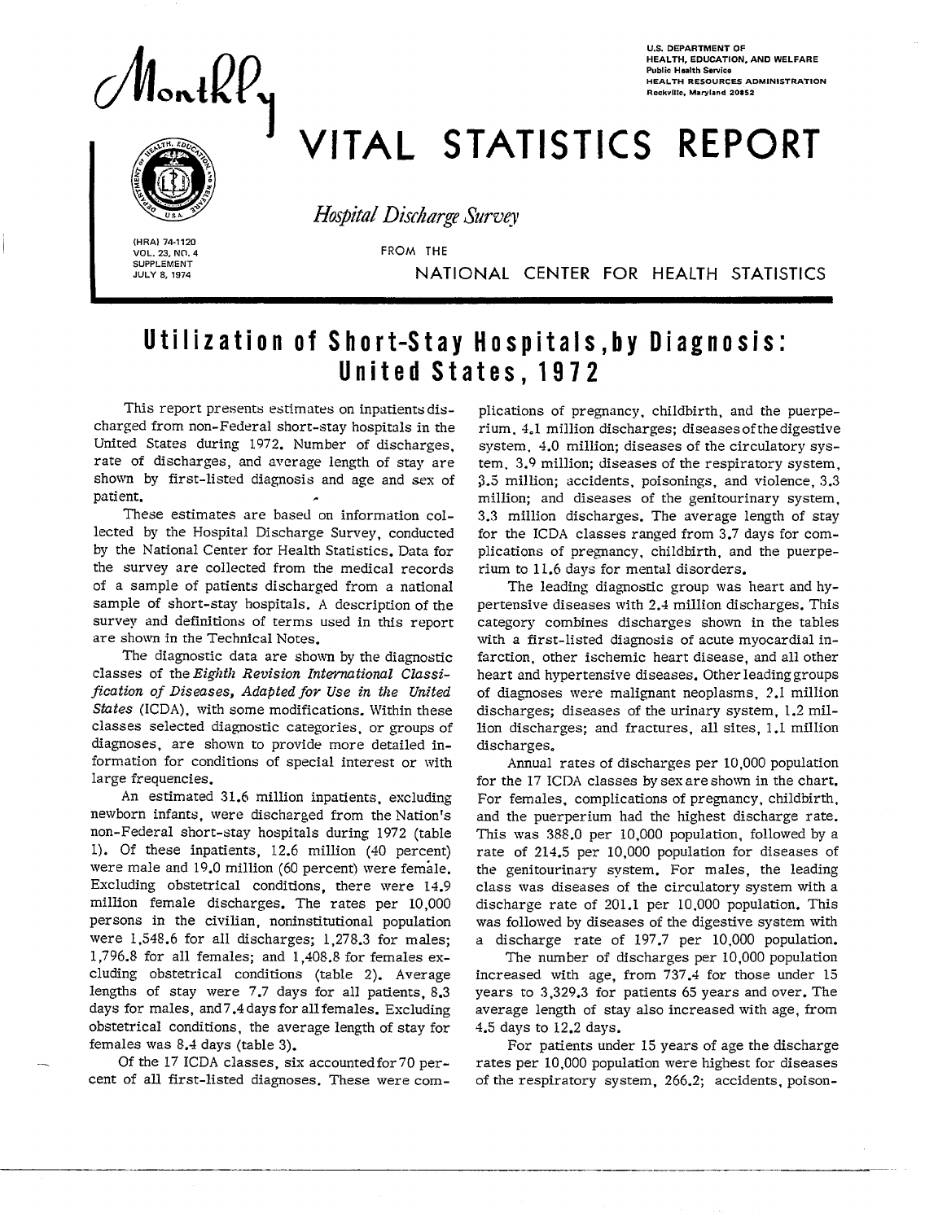U.S. DEPARTMENT OF HEALTH, EDUCATION, AND WELFARE
Public Health Service
HEALTH RESOURCES ADMINISTRATION
Rockville, Maryland 20852

# Monthly VITAL STATISTICS REPORT

*Hospital Discharge Survey*

FROM THE NATIONAL CENTER FOR HEALTH STATISTICS

(HRA) 74-1120
VOL. 23, NO. 4
SUPPLEMENT
JULY 8, 1974

# Utilization of Short-Stay Hospitals, by Diagnosis: United States, 1972

This report presents estimates on inpatients discharged from non-Federal short-stay hospitals in the United States during 1972. Number of discharges, rate of discharges, and average length of stay are shown by first-listed diagnosis and age and sex of patient.

These estimates are based on information collected by the Hospital Discharge Survey, conducted by the National Center for Health Statistics. Data for the survey are collected from the medical records of a sample of patients discharged from a national sample of short-stay hospitals. A description of the survey and definitions of terms used in this report are shown in the Technical Notes.

The diagnostic data are shown by the diagnostic classes of the *Eighth Revision International Classification of Diseases, Adapted for Use in the United States* (ICDA), with some modifications. Within these classes selected diagnostic categories, or groups of diagnoses, are shown to provide more detailed information for conditions of special interest or with large frequencies.

An estimated 31.6 million inpatients, excluding newborn infants, were discharged from the Nation's non-Federal short-stay hospitals during 1972 (table 1). Of these inpatients, 12.6 million (40 percent) were male and 19.0 million (60 percent) were female. Excluding obstetrical conditions, there were 14.9 million female discharges. The rates per 10,000 persons in the civilian, noninstitutional population were 1,548.6 for all discharges; 1,278.3 for males; 1,796.8 for all females; and 1,408.8 for females excluding obstetrical conditions (table 2). Average lengths of stay were 7.7 days for all patients, 8.3 days for males, and 7.4 days for all females. Excluding obstetrical conditions, the average length of stay for females was 8.4 days (table 3).

Of the 17 ICDA classes, six accounted for 70 percent of all first-listed diagnoses. These were complications of pregnancy, childbirth, and the puerperium, 4.1 million discharges; diseases of the digestive system, 4.0 million; diseases of the circulatory system, 3.9 million; diseases of the respiratory system, 3.5 million; accidents, poisonings, and violence, 3.3 million; and diseases of the genitourinary system, 3.3 million discharges. The average length of stay for the ICDA classes ranged from 3.7 days for complications of pregnancy, childbirth, and the puerperium to 11.6 days for mental disorders.

The leading diagnostic group was heart and hypertensive diseases with 2.4 million discharges. This category combines discharges shown in the tables with a first-listed diagnosis of acute myocardial infarction, other ischemic heart disease, and all other heart and hypertensive diseases. Other leading groups of diagnoses were malignant neoplasms, 2.1 million discharges; diseases of the urinary system, 1.2 million discharges; and fractures, all sites, 1.1 million discharges.

Annual rates of discharges per 10,000 population for the 17 ICDA classes by sex are shown in the chart. For females, complications of pregnancy, childbirth, and the puerperium had the highest discharge rate. This was 388.0 per 10,000 population, followed by a rate of 214.5 per 10,000 population for diseases of the genitourinary system. For males, the leading class was diseases of the circulatory system with a discharge rate of 201.1 per 10,000 population. This was followed by diseases of the digestive system with a discharge rate of 197.7 per 10,000 population.

The number of discharges per 10,000 population increased with age, from 737.4 for those under 15 years to 3,329.3 for patients 65 years and over. The average length of stay also increased with age, from 4.5 days to 12.2 days.

For patients under 15 years of age the discharge rates per 10,000 population were highest for diseases of the respiratory system, 266.2; accidents, poison-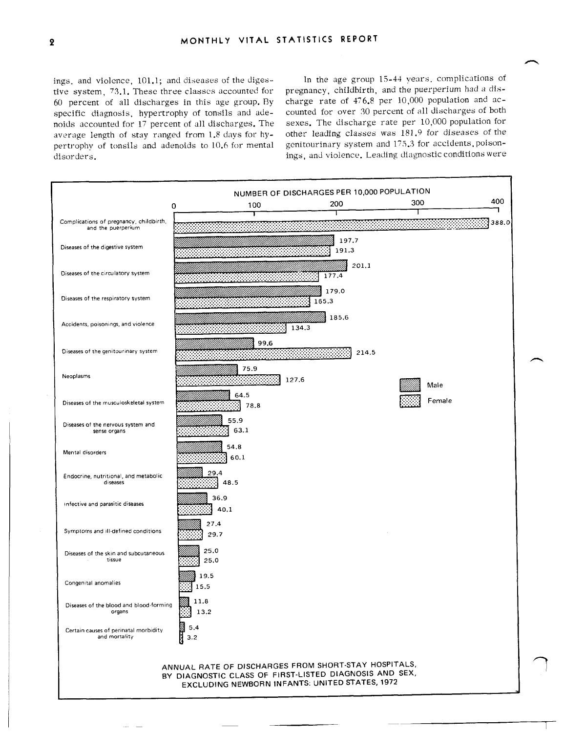ings, and violence, 101.1; and diseases of the digestive system, 73.1. These three classes accounted for 60 percent of all discharges in this age group. By specific diagnosis, hypertrophy of tonsils and adenoids accounted for 17 percent of all discharges. The average length of stay ranged from 1.8 days for hypertrophy of tonsils and adenoids to 10.6 for mental disorders.

In the age group 15-44 years, complications of pregnancy, childbirth, and the puerperium had a discharge rate of 476.8 per 10,000 population and accounted for over 30 percent of all discharges of both sexes. The discharge rate per 10,000 population for other leading classes was 181.9 for diseases of the genitourinary system and 175.3 for accidents, poisonings, and violence. Leading diagnostic conditions were

| Diagnostic class | Male | Female |
| --- | --- | --- |
| Complications of pregnancy, childbirth, and the puerperium | | 388.0 |
| Diseases of the digestive system | 197.7 | 191.3 |
| Diseases of the circulatory system | 201.1 | 177.4 |
| Diseases of the respiratory system | 179.0 | 165.3 |
| Accidents, poisonings, and violence | 185.6 | 134.3 |
| Diseases of the genitourinary system | 99.6 | 214.5 |
| Neoplasms | 75.9 | 127.6 |
| Diseases of the musculoskeletal system | 64.5 | 78.8 |
| Diseases of the nervous system and sense organs | 55.9 | 63.1 |
| Mental disorders | 54.8 | 60.1 |
| Endocrine, nutritional, and metabolic diseases | 29.4 | 48.5 |
| Infective and parasitic diseases | 36.9 | 40.1 |
| Symptoms and ill-defined conditions | 27.4 | 29.7 |
| Diseases of the skin and subcutaneous tissue | 25.0 | 25.0 |
| Congenital anomalies | 19.5 | 15.5 |
| Diseases of the blood and blood-forming organs | 11.8 | 13.2 |
| Certain causes of perinatal morbidity and mortality | 5.4 | 3.2 |

NUMBER OF DISCHARGES PER 10,000 POPULATION

ANNUAL RATE OF DISCHARGES FROM SHORT-STAY HOSPITALS, BY DIAGNOSTIC CLASS OF FIRST-LISTED DIAGNOSIS AND SEX, EXCLUDING NEWBORN INFANTS: UNITED STATES, 1972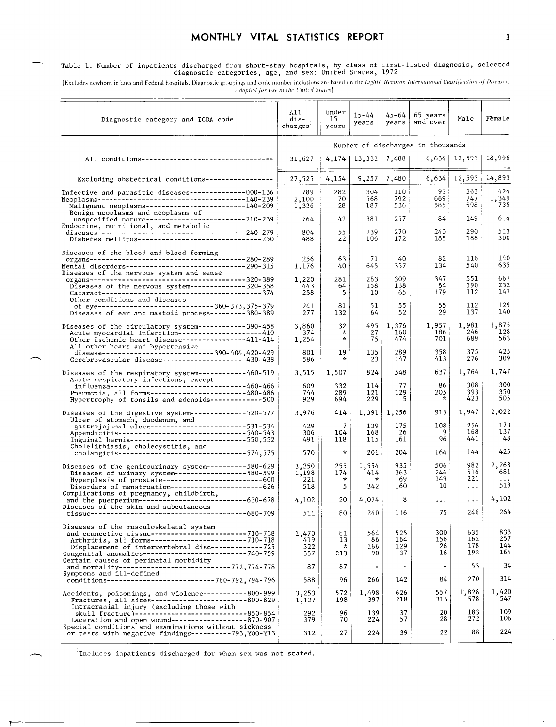Table 1. Number of inpatients discharged from short-stay hospitals, by class of first-listed diagnosis, selected diagnostic categories, age, and sex: United States, 1972

[Excludes newborn infants and Federal hospitals. Diagnostic groupings and code number inclusions are based on the *Eighth Revision International Classification of Diseases, Adapted for Use in the United States*]

| Diagnostic category and ICDA code | All discharges[1] | Under 15 years | 15-44 years | 45-64 years | 65 years and over | Male | Female |
|---|---|---|---|---|---|---|---|
| | Number of discharges in thousands | | | | | | |
| All conditions | 31,627 | 4,174 | 13,331 | 7,488 | 6,634 | 12,593 | 18,996 |
| Excluding obstetrical conditions | 27,525 | 4,154 | 9,257 | 7,480 | 6,634 | 12,593 | 14,893 |
| Infective and parasitic diseases 000-136 | 789 | 282 | 304 | 110 | 93 | 363 | 424 |
| Neoplasms 140-239 | 2,100 | 70 | 568 | 792 | 669 | 747 | 1,349 |
| Malignant neoplasms 140-209 | 1,336 | 28 | 187 | 536 | 585 | 598 | 735 |
| Benign neoplasms and neoplasms of unspecified nature 210-239 | 764 | 42 | 381 | 257 | 84 | 149 | 614 |
| Endocrine, nutritional, and metabolic diseases 240-279 | 804 | 55 | 239 | 270 | 240 | 290 | 513 |
| Diabetes mellitus 250 | 488 | 22 | 106 | 172 | 188 | 188 | 300 |
| Diseases of the blood and blood-forming organs 280-289 | 256 | 63 | 71 | 40 | 82 | 116 | 140 |
| Mental disorders 290-315 | 1,176 | 40 | 645 | 357 | 134 | 540 | 635 |
| Diseases of the nervous system and sense organs 320-389 | 1,220 | 281 | 283 | 309 | 347 | 551 | 667 |
| Diseases of the nervous system 320-358 | 443 | 64 | 158 | 138 | 84 | 190 | 252 |
| Cataract 374 | 258 | 5 | 10 | 65 | 179 | 112 | 147 |
| Other conditions and diseases of eye 360-373,375-379 | 241 | 81 | 51 | 55 | 55 | 112 | 129 |
| Diseases of ear and mastoid process 380-389 | 277 | 132 | 64 | 52 | 29 | 137 | 140 |
| Diseases of the circulatory system 390-458 | 3,860 | 32 | 495 | 1,376 | 1,957 | 1,981 | 1,875 |
| Acute myocardial infarction 410 | 374 | * | 27 | 160 | 186 | 246 | 128 |
| Other ischemic heart disease 411-414 | 1,254 | * | 75 | 474 | 701 | 689 | 563 |
| All other heart and hypertensive disease 390-404,420-429 | 801 | 19 | 135 | 289 | 358 | 375 | 425 |
| Cerebrovascular disease 430-438 | 586 | * | 23 | 147 | 413 | 276 | 309 |
| Diseases of the respiratory system 460-519 | 3,515 | 1,507 | 824 | 548 | 637 | 1,764 | 1,747 |
| Acute respiratory infections, except influenza 460-466 | 609 | 332 | 114 | 77 | 86 | 308 | 300 |
| Pneumonia, all forms 480-486 | 744 | 289 | 121 | 129 | 205 | 393 | 350 |
| Hypertrophy of tonsils and adenoids 500 | 929 | 694 | 229 | 5 | * | 423 | 505 |
| Diseases of the digestive system 520-577 | 3,976 | 414 | 1,391 | 1,256 | 915 | 1,947 | 2,022 |
| Ulcer of stomach, duodenum, and gastrojejunal ulcer 531-534 | 429 | 7 | 139 | 175 | 108 | 256 | 173 |
| Appendicitis 540-543 | 306 | 104 | 168 | 26 | 9 | 168 | 137 |
| Inguinal hernia 550,552 | 491 | 118 | 115 | 161 | 96 | 441 | 48 |
| Cholelithiasis, cholecystitis, and cholangitis 574,575 | 570 | * | 201 | 204 | 164 | 144 | 425 |
| Diseases of the genitourinary system 580-629 | 3,250 | 255 | 1,554 | 935 | 506 | 982 | 2,268 |
| Diseases of urinary system 580-599 | 1,198 | 174 | 414 | 363 | 246 | 516 | 681 |
| Hyperplasia of prostate 600 | 221 | * | * | 69 | 149 | 221 | ... |
| Disorders of menstruation 626 | 518 | 5 | 342 | 160 | 10 | ... | 518 |
| Complications of pregnancy, childbirth, and the puerperium 630-678 | 4,102 | 20 | 4,074 | 8 | ... | ... | 4,102 |
| Diseases of the skin and subcutaneous tissue 680-709 | 511 | 80 | 240 | 116 | 75 | 246 | 264 |
| Diseases of the musculoskeletal system and connective tissue 710-738 | 1,470 | 81 | 564 | 525 | 300 | 635 | 833 |
| Arthritis, all forms 710-718 | 419 | 13 | 86 | 164 | 156 | 162 | 257 |
| Displacement of intervertebral disc 725 | 322 | * | 166 | 129 | 26 | 178 | 144 |
| Congenital anomalies 740-759 | 357 | 213 | 90 | 37 | 16 | 192 | 164 |
| Certain causes of perinatal morbidity and mortality 772,774-778 | 87 | 87 | - | - | - | 53 | 34 |
| Symptoms and ill-defined conditions 780-792,794-796 | 588 | 96 | 266 | 142 | 84 | 270 | 314 |
| Accidents, poisonings, and violence 800-999 | 3,253 | 572 | 1,498 | 626 | 557 | 1,828 | 1,420 |
| Fractures, all sites 800-829 | 1,127 | 198 | 397 | 218 | 315 | 578 | 547 |
| Intracranial injury (excluding those with skull fracture) 850-854 | 292 | 96 | 139 | 37 | 20 | 183 | 109 |
| Laceration and open wound 870-907 | 379 | 70 | 224 | 57 | 28 | 272 | 106 |
| Special conditions and examinations without sickness or tests with negative findings 793,Y00-Y13 | 312 | 27 | 224 | 39 | 22 | 88 | 224 |

[1]Includes inpatients discharged for whom sex was not stated.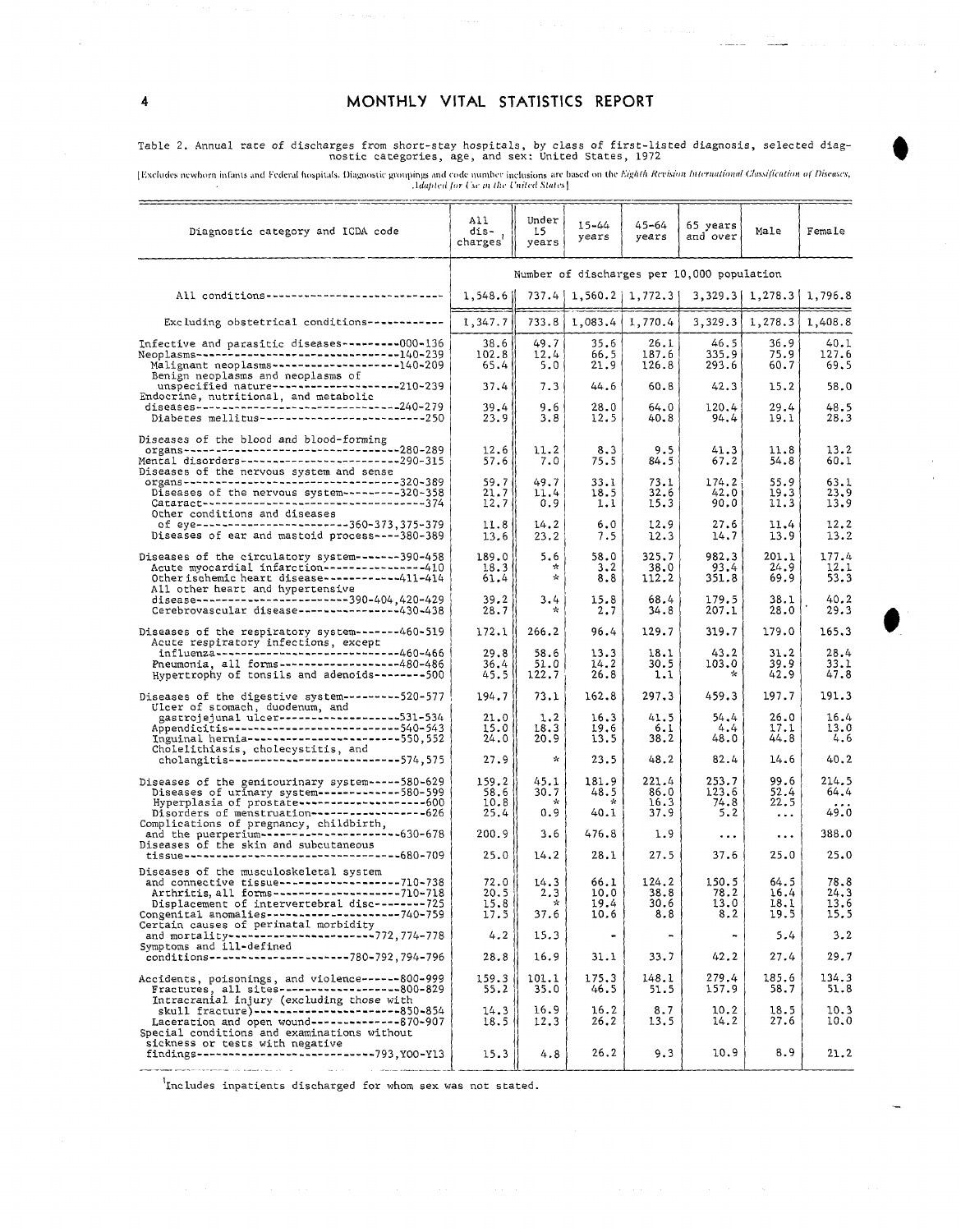Table 2. Annual rate of discharges from short-stay hospitals, by class of first-listed diagnosis, selected diagnostic categories, age, and sex: United States, 1972

[Excludes newborn infants and Federal hospitals. Diagnostic groupings and code number inclusions are based on the *Eighth Revision International Classification of Diseases, Adapted for Use in the United States*]

| Diagnostic category and ICDA code | All discharges[1] | Under 15 years | 15-44 years | 45-64 years | 65 years and over | Male | Female |
|---|---|---|---|---|---|---|---|
| | Number of discharges per 10,000 population | | | | | | |
| All conditions | 1,548.6 | 737.4 | 1,560.2 | 1,772.3 | 3,329.3 | 1,278.3 | 1,796.8 |
| Excluding obstetrical conditions | 1,347.7 | 733.8 | 1,083.4 | 1,770.4 | 3,329.3 | 1,278.3 | 1,408.8 |
| Infective and parasitic diseases 000-136 | 38.6 | 49.7 | 35.6 | 26.1 | 46.5 | 36.9 | 40.1 |
| Neoplasms 140-239 | 102.8 | 12.4 | 66.5 | 187.6 | 335.9 | 75.9 | 127.6 |
| Malignant neoplasms 140-209 | 65.4 | 5.0 | 21.9 | 126.8 | 293.6 | 60.7 | 69.5 |
| Benign neoplasms and neoplasms of unspecified nature 210-239 | 37.4 | 7.3 | 44.6 | 60.8 | 42.3 | 15.2 | 58.0 |
| Endocrine, nutritional, and metabolic diseases 240-279 | 39.4 | 9.6 | 28.0 | 64.0 | 120.4 | 29.4 | 48.5 |
| Diabetes mellitus 250 | 23.9 | 3.8 | 12.5 | 40.8 | 94.4 | 19.1 | 28.3 |
| Diseases of the blood and blood-forming organs 280-289 | 12.6 | 11.2 | 8.3 | 9.5 | 41.3 | 11.8 | 13.2 |
| Mental disorders 290-315 | 57.6 | 7.0 | 75.5 | 84.5 | 67.2 | 54.8 | 60.1 |
| Diseases of the nervous system and sense organs 320-389 | 59.7 | 49.7 | 33.1 | 73.1 | 174.2 | 55.9 | 63.1 |
| Diseases of the nervous system 320-358 | 21.7 | 11.4 | 18.5 | 32.6 | 42.0 | 19.3 | 23.9 |
| Cataract 374 | 12.7 | 0.9 | 1.1 | 15.3 | 90.0 | 11.3 | 13.9 |
| Other conditions and diseases of eye 360-373,375-379 | 11.8 | 14.2 | 6.0 | 12.9 | 27.6 | 11.4 | 12.2 |
| Diseases of ear and mastoid process 380-389 | 13.6 | 23.2 | 7.5 | 12.3 | 14.7 | 13.9 | 13.2 |
| Diseases of the circulatory system 390-458 | 189.0 | 5.6 | 58.0 | 325.7 | 982.3 | 201.1 | 177.4 |
| Acute myocardial infarction 410 | 18.3 | * | 3.2 | 38.0 | 93.4 | 24.9 | 12.1 |
| Other ischemic heart disease 411-414 | 61.4 | * | 8.8 | 112.2 | 351.8 | 69.9 | 53.3 |
| All other heart and hypertensive disease 390-404,420-429 | 39.2 | 3.4 | 15.8 | 68.4 | 179.5 | 38.1 | 40.2 |
| Cerebrovascular disease 430-438 | 28.7 | * | 2.7 | 34.8 | 207.1 | 28.0 | 29.3 |
| Diseases of the respiratory system 460-519 | 172.1 | 266.2 | 96.4 | 129.7 | 319.7 | 179.0 | 165.3 |
| Acute respiratory infections, except influenza 460-466 | 29.8 | 58.6 | 13.3 | 18.1 | 43.2 | 31.2 | 28.4 |
| Pneumonia, all forms 480-486 | 36.4 | 51.0 | 14.2 | 30.5 | 103.0 | 39.9 | 33.1 |
| Hypertrophy of tonsils and adenoids 500 | 45.5 | 122.7 | 26.8 | 1.1 | * | 42.9 | 47.8 |
| Diseases of the digestive system 520-577 | 194.7 | 73.1 | 162.8 | 297.3 | 459.3 | 197.7 | 191.3 |
| Ulcer of stomach, duodenum, and gastrojejunal ulcer 531-534 | 21.0 | 1.2 | 16.3 | 41.5 | 54.4 | 26.0 | 16.4 |
| Appendicitis 540-543 | 15.0 | 18.3 | 19.6 | 6.1 | 4.4 | 17.1 | 13.0 |
| Inguinal hernia 550,552 | 24.0 | 20.9 | 13.5 | 38.2 | 48.0 | 44.8 | 4.6 |
| Cholelithiasis, cholecystitis, and cholangitis 574,575 | 27.9 | * | 23.5 | 48.2 | 82.4 | 14.6 | 40.2 |
| Diseases of the genitourinary system 580-629 | 159.2 | 45.1 | 181.9 | 221.4 | 253.7 | 99.6 | 214.5 |
| Diseases of urinary system 580-599 | 58.6 | 30.7 | 48.5 | 86.0 | 123.6 | 52.4 | 64.4 |
| Hyperplasia of prostate 600 | 10.8 | * | * | 16.3 | 74.8 | 22.5 | ... |
| Disorders of menstruation 626 | 25.4 | 0.9 | 40.1 | 37.9 | 5.2 | ... | 49.0 |
| Complications of pregnancy, childbirth, and the puerperium 630-678 | 200.9 | 3.6 | 476.8 | 1.9 | ... | ... | 388.0 |
| Diseases of the skin and subcutaneous tissue 680-709 | 25.0 | 14.2 | 28.1 | 27.5 | 37.6 | 25.0 | 25.0 |
| Diseases of the musculoskeletal system and connective tissue 710-738 | 72.0 | 14.3 | 66.1 | 124.2 | 150.5 | 64.5 | 78.8 |
| Arthritis, all forms 710-718 | 20.5 | 2.3 | 10.0 | 38.8 | 78.2 | 16.4 | 24.3 |
| Displacement of intervertebral disc 725 | 15.8 | * | 19.4 | 30.6 | 13.0 | 18.1 | 13.6 |
| Congenital anomalies 740-759 | 17.5 | 37.6 | 10.6 | 8.8 | 8.2 | 19.5 | 15.5 |
| Certain causes of perinatal morbidity and mortality 772,774-778 | 4.2 | 15.3 | - | - | - | 5.4 | 3.2 |
| Symptoms and ill-defined conditions 780-792,794-796 | 28.8 | 16.9 | 31.1 | 33.7 | 42.2 | 27.4 | 29.7 |
| Accidents, poisonings, and violence 800-999 | 159.3 | 101.1 | 175.3 | 148.1 | 279.4 | 185.6 | 134.3 |
| Fractures, all sites 800-829 | 55.2 | 35.0 | 46.5 | 51.5 | 157.9 | 58.7 | 51.8 |
| Intracranial injury (excluding those with skull fracture) 850-854 | 14.3 | 16.9 | 16.2 | 8.7 | 10.2 | 18.5 | 10.3 |
| Laceration and open wound 870-907 | 18.5 | 12.3 | 26.2 | 13.5 | 14.2 | 27.6 | 10.0 |
| Special conditions and examinations without sickness or tests with negative findings 793,Y00-Y13 | 15.3 | 4.8 | 26.2 | 9.3 | 10.9 | 8.9 | 21.2 |

[1]Includes inpatients discharged for whom sex was not stated.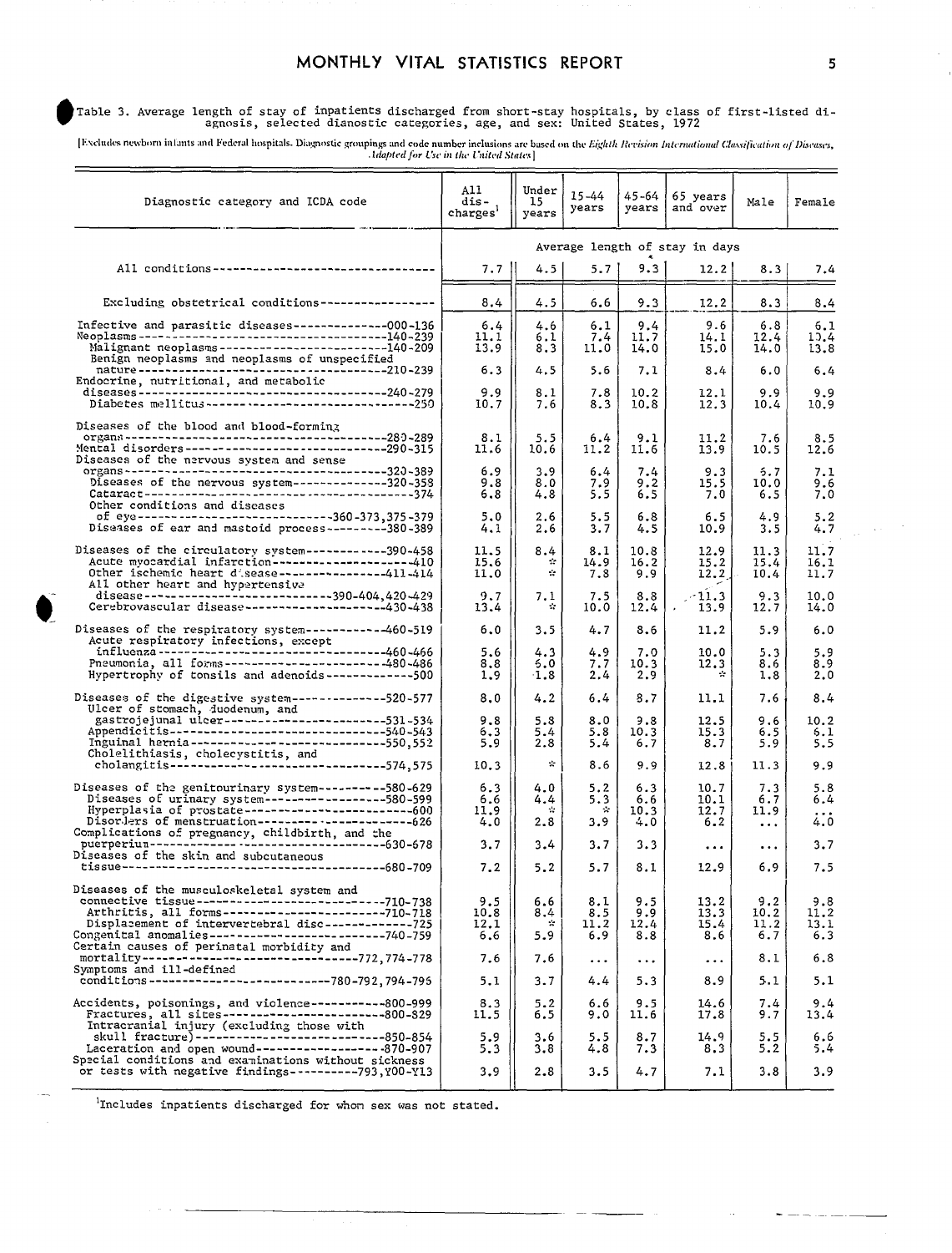Table 3. Average length of stay of inpatients discharged from short-stay hospitals, by class of first-listed diagnosis, selected dianostic categories, age, and sex: United States, 1972

[Excludes newborn infants and Federal hospitals. Diagnostic groupings and code number inclusions are based on the *Eighth Revision International Classification of Diseases, Adapted for Use in the United States*]

| Diagnostic category and ICDA code | All discharges[1] | Under 15 years | 15-44 years | 45-64 years | 65 years and over | Male | Female |
|---|---|---|---|---|---|---|---|
| | Average length of stay in days | | | | | | |
| All conditions | 7.7 | 4.5 | 5.7 | 9.3 | 12.2 | 8.3 | 7.4 |
| Excluding obstetrical conditions | 8.4 | 4.5 | 6.6 | 9.3 | 12.2 | 8.3 | 8.4 |
| Infective and parasitic diseases-----000-136 | 6.4 | 4.6 | 6.1 | 9.4 | 9.6 | 6.8 | 6.1 |
| Neoplasms-----140-239 | 11.1 | 6.1 | 7.4 | 11.7 | 14.1 | 12.4 | 10.4 |
| Malignant neoplasms-----140-209 | 13.9 | 8.3 | 11.0 | 14.0 | 15.0 | 14.0 | 13.8 |
| Benign neoplasms and neoplasms of unspecified nature-----210-239 | 6.3 | 4.5 | 5.6 | 7.1 | 8.4 | 6.0 | 6.4 |
| Endocrine, nutritional, and metabolic diseases-----240-279 | 9.9 | 8.1 | 7.8 | 10.2 | 12.1 | 9.9 | 9.9 |
| Diabetes mellitus-----250 | 10.7 | 7.6 | 8.3 | 10.8 | 12.3 | 10.4 | 10.9 |
| Diseases of the blood and blood-forming organs-----280-289 | 8.1 | 5.5 | 6.4 | 9.1 | 11.2 | 7.6 | 8.5 |
| Mental disorders-----290-315 | 11.6 | 10.6 | 11.2 | 11.6 | 13.9 | 10.5 | 12.6 |
| Diseases of the nervous system and sense organs-----320-389 | 6.9 | 3.9 | 6.4 | 7.4 | 9.3 | 6.7 | 7.1 |
| Diseases of the nervous system-----320-358 | 9.8 | 8.0 | 7.9 | 9.2 | 15.5 | 10.0 | 9.6 |
| Cataract-----374 | 6.8 | 4.8 | 5.5 | 6.5 | 7.0 | 6.5 | 7.0 |
| Other conditions and diseases of eye-----360-373,375-379 | 5.0 | 2.6 | 5.5 | 6.8 | 6.5 | 4.9 | 5.2 |
| Diseases of ear and mastoid process-----380-389 | 4.1 | 2.6 | 3.7 | 4.5 | 10.9 | 3.5 | 4.7 |
| Diseases of the circulatory system-----390-458 | 11.5 | 8.4 | 8.1 | 10.8 | 12.9 | 11.3 | 11.7 |
| Acute myocardial infarction-----410 | 15.6 | * | 14.9 | 16.2 | 15.2 | 15.4 | 16.1 |
| Other ischemic heart disease-----411-414 | 11.0 | * | 7.8 | 9.9 | 12.2 | 10.4 | 11.7 |
| All other heart and hypertensive disease-----390-404,420-429 | 9.7 | 7.1 | 7.5 | 8.8 | 11.3 | 9.3 | 10.0 |
| Cerebrovascular disease-----430-438 | 13.4 | * | 10.0 | 12.4 | 13.9 | 12.7 | 14.0 |
| Diseases of the respiratory system-----460-519 | 6.0 | 3.5 | 4.7 | 8.6 | 11.2 | 5.9 | 6.0 |
| Acute respiratory infections, except influenza-----460-466 | 5.6 | 4.3 | 4.9 | 7.0 | 10.0 | 5.3 | 5.9 |
| Pneumonia, all forms-----480-486 | 8.8 | 6.0 | 7.7 | 10.3 | 12.3 | 8.6 | 8.9 |
| Hypertrophy of tonsils and adenoids-----500 | 1.9 | 1.8 | 2.4 | 2.9 | * | 1.8 | 2.0 |
| Diseases of the digestive system-----520-577 | 8.0 | 4.2 | 6.4 | 8.7 | 11.1 | 7.6 | 8.4 |
| Ulcer of stomach, duodenum, and gastrojejunal ulcer-----531-534 | 9.8 | 5.8 | 8.0 | 9.8 | 12.5 | 9.6 | 10.2 |
| Appendicitis-----540-543 | 6.3 | 5.4 | 5.8 | 10.3 | 15.3 | 6.5 | 6.1 |
| Inguinal hernia-----550,552 | 5.9 | 2.8 | 5.4 | 6.7 | 8.7 | 5.9 | 5.5 |
| Cholelithiasis, cholecystitis, and cholangitis-----574,575 | 10.3 | * | 8.6 | 9.9 | 12.8 | 11.3 | 9.9 |
| Diseases of the genitourinary system-----580-629 | 6.3 | 4.0 | 5.2 | 6.3 | 10.7 | 7.3 | 5.8 |
| Diseases of urinary system-----580-599 | 6.6 | 4.4 | 5.3 | 6.6 | 10.1 | 6.7 | 6.4 |
| Hyperplasia of prostate-----600 | 11.9 | * | * | 10.3 | 12.7 | 11.9 | ... |
| Disorders of menstruation-----626 | 4.0 | 2.8 | 3.9 | 4.0 | 6.2 | ... | 4.0 |
| Complications of pregnancy, childbirth, and the puerperium-----630-678 | 3.7 | 3.4 | 3.7 | 3.3 | ... | ... | 3.7 |
| Diseases of the skin and subcutaneous tissue-----680-709 | 7.2 | 5.2 | 5.7 | 8.1 | 12.9 | 6.9 | 7.5 |
| Diseases of the musculoskeletal system and connective tissue-----710-738 | 9.5 | 6.6 | 8.1 | 9.5 | 13.2 | 9.2 | 9.8 |
| Arthritis, all forms-----710-718 | 10.8 | 8.4 | 8.5 | 9.9 | 13.3 | 10.2 | 11.2 |
| Displacement of intervertebral disc-----725 | 12.1 | * | 11.2 | 12.4 | 15.4 | 11.2 | 13.1 |
| Congenital anomalies-----740-759 | 6.6 | 5.9 | 6.9 | 8.8 | 8.6 | 6.7 | 6.3 |
| Certain causes of perinatal morbidity and mortality-----772,774-778 | 7.6 | 7.6 | ... | ... | ... | 8.1 | 6.8 |
| Symptoms and ill-defined conditions-----780-792,794-796 | 5.1 | 3.7 | 4.4 | 5.3 | 8.9 | 5.1 | 5.1 |
| Accidents, poisonings, and violence-----800-999 | 8.3 | 5.2 | 6.6 | 9.5 | 14.6 | 7.4 | 9.4 |
| Fractures, all sites-----800-829 | 11.5 | 6.5 | 9.0 | 11.6 | 17.8 | 9.7 | 13.4 |
| Intracranial injury (excluding those with skull fracture)-----850-854 | 5.9 | 3.6 | 5.5 | 8.7 | 14.9 | 5.5 | 6.6 |
| Laceration and open wound-----870-907 | 5.3 | 3.8 | 4.8 | 7.3 | 8.3 | 5.2 | 5.4 |
| Special conditions and examinations without sickness or tests with negative findings-----793,Y00-Y13 | 3.9 | 2.8 | 3.5 | 4.7 | 7.1 | 3.8 | 3.9 |

[1]Includes inpatients discharged for whom sex was not stated.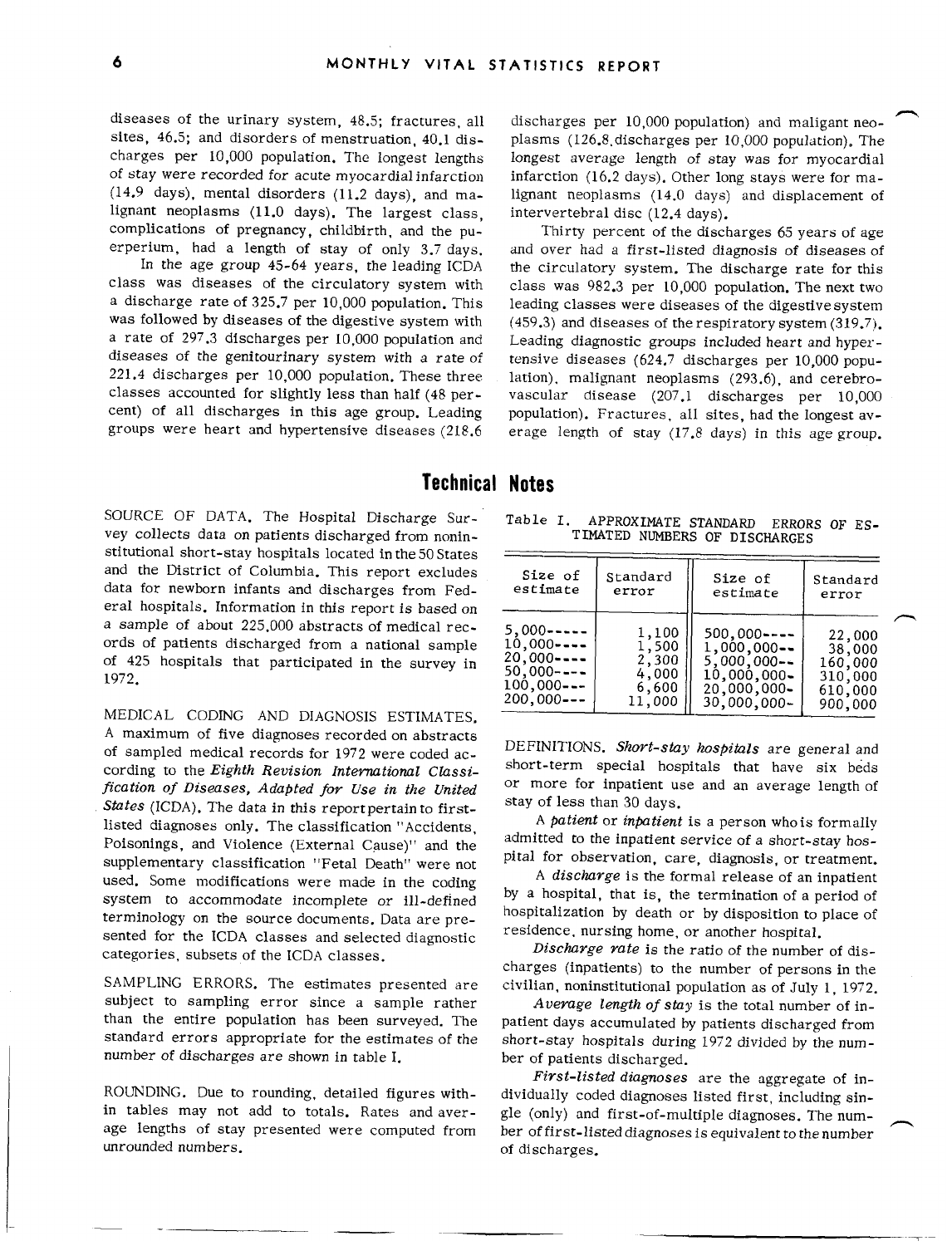diseases of the urinary system, 48.5; fractures, all sites, 46.5; and disorders of menstruation, 40.1 discharges per 10,000 population. The longest lengths of stay were recorded for acute myocardial infarction (14.9 days), mental disorders (11.2 days), and malignant neoplasms (11.0 days). The largest class, complications of pregnancy, childbirth, and the puerperium, had a length of stay of only 3.7 days.

In the age group 45-64 years, the leading ICDA class was diseases of the circulatory system with a discharge rate of 325.7 per 10,000 population. This was followed by diseases of the digestive system with a rate of 297.3 discharges per 10,000 population and diseases of the genitourinary system with a rate of 221.4 discharges per 10,000 population. These three classes accounted for slightly less than half (48 percent) of all discharges in this age group. Leading groups were heart and hypertensive diseases (218.6 discharges per 10,000 population) and maligant neoplasms (126.8 discharges per 10,000 population). The longest average length of stay was for myocardial infarction (16.2 days). Other long stays were for malignant neoplasms (14.0 days) and displacement of intervertebral disc (12.4 days).

Thirty percent of the discharges 65 years of age and over had a first-listed diagnosis of diseases of the circulatory system. The discharge rate for this class was 982.3 per 10,000 population. The next two leading classes were diseases of the digestive system (459.3) and diseases of the respiratory system (319.7). Leading diagnostic groups included heart and hypertensive diseases (624.7 discharges per 10,000 population), malignant neoplasms (293.6), and cerebrovascular disease (207.1 discharges per 10,000 population). Fractures, all sites, had the longest average length of stay (17.8 days) in this age group.

# Technical Notes

SOURCE OF DATA. The Hospital Discharge Survey collects data on patients discharged from noninstitutional short-stay hospitals located in the 50 States and the District of Columbia. This report excludes data for newborn infants and discharges from Federal hospitals. Information in this report is based on a sample of about 225,000 abstracts of medical records of patients discharged from a national sample of 425 hospitals that participated in the survey in 1972.

MEDICAL CODING AND DIAGNOSIS ESTIMATES. A maximum of five diagnoses recorded on abstracts of sampled medical records for 1972 were coded according to the *Eighth Revision International Classification of Diseases, Adapted for Use in the United States* (ICDA). The data in this report pertain to first-listed diagnoses only. The classification "Accidents, Poisonings, and Violence (External Cause)" and the supplementary classification "Fetal Death" were not used. Some modifications were made in the coding system to accommodate incomplete or ill-defined terminology on the source documents. Data are presented for the ICDA classes and selected diagnostic categories, subsets of the ICDA classes.

SAMPLING ERRORS. The estimates presented are subject to sampling error since a sample rather than the entire population has been surveyed. The standard errors appropriate for the estimates of the number of discharges are shown in table I.

ROUNDING. Due to rounding, detailed figures within tables may not add to totals. Rates and average lengths of stay presented were computed from unrounded numbers.

Table I. APPROXIMATE STANDARD ERRORS OF ESTIMATED NUMBERS OF DISCHARGES

| Size of estimate | Standard error | Size of estimate | Standard error |
|---|---|---|---|
| 5,000----- | 1,100 | 500,000---- | 22,000 |
| 10,000---- | 1,500 | 1,000,000-- | 38,000 |
| 20,000---- | 2,300 | 5,000,000-- | 160,000 |
| 50,000---- | 4,000 | 10,000,000- | 310,000 |
| 100,000--- | 6,600 | 20,000,000- | 610,000 |
| 200,000--- | 11,000 | 30,000,000- | 900,000 |

DEFINITIONS. *Short-stay hospitals* are general and short-term special hospitals that have six beds or more for inpatient use and an average length of stay of less than 30 days.

A *patient* or *inpatient* is a person who is formally admitted to the inpatient service of a short-stay hospital for observation, care, diagnosis, or treatment.

A *discharge* is the formal release of an inpatient by a hospital, that is, the termination of a period of hospitalization by death or by disposition to place of residence, nursing home, or another hospital.

*Discharge rate* is the ratio of the number of discharges (inpatients) to the number of persons in the civilian, noninstitutional population as of July 1, 1972.

*Average length of stay* is the total number of inpatient days accumulated by patients discharged from short-stay hospitals during 1972 divided by the number of patients discharged.

*First-listed diagnoses* are the aggregate of individually coded diagnoses listed first, including single (only) and first-of-multiple diagnoses. The number of first-listed diagnoses is equivalent to the number of discharges.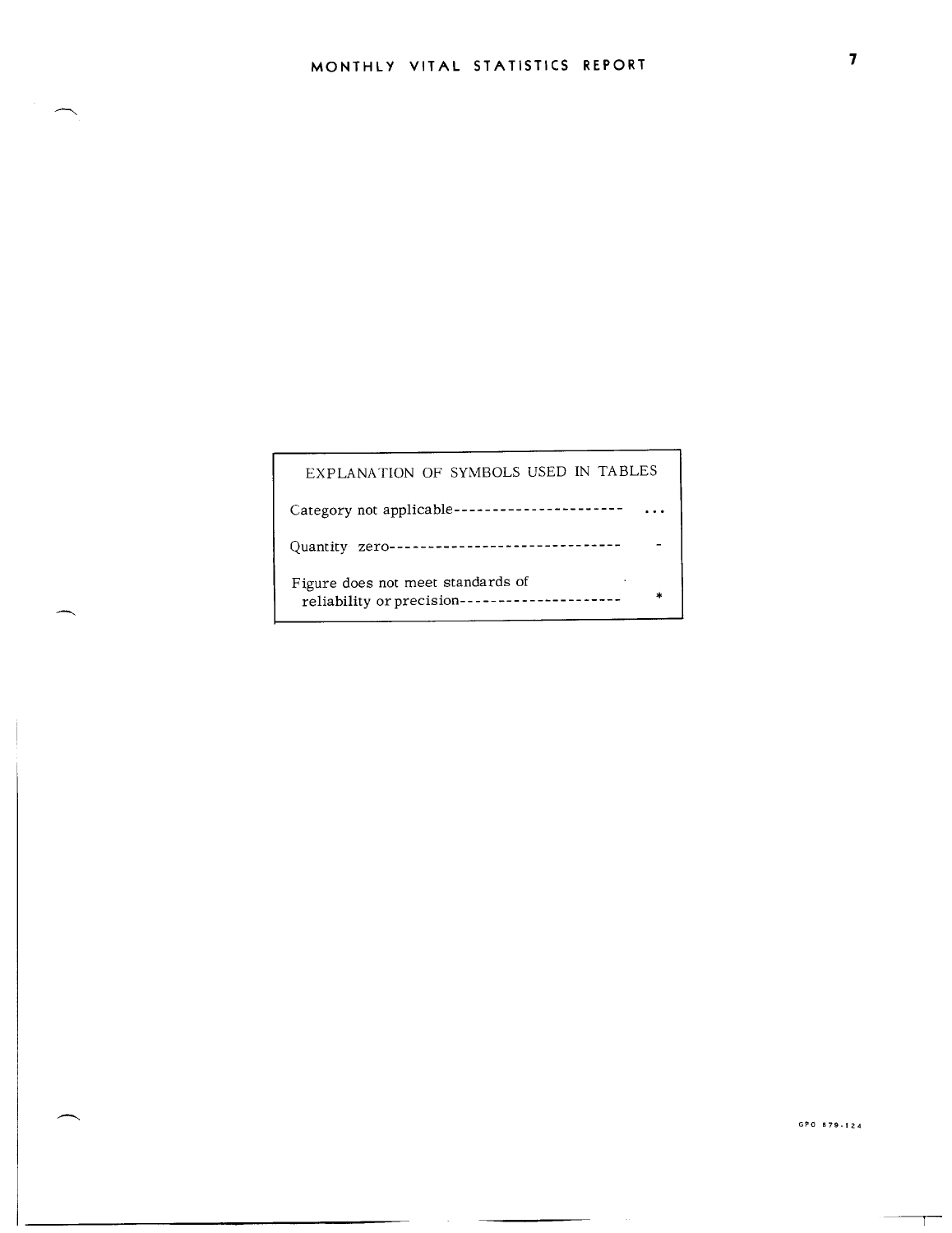| EXPLANATION OF SYMBOLS USED IN TABLES | |
|---|---|
| Category not applicable | ... |
| Quantity zero | - |
| Figure does not meet standards of reliability or precision | * |

GPO 879-124